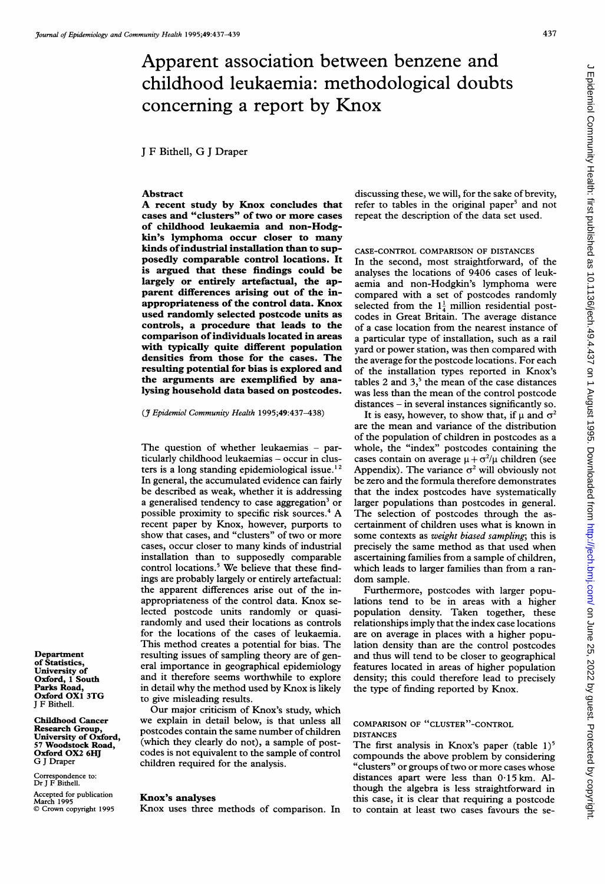# Apparent association between benzene and childhood leukaemia: methodological doubts concerning a report by Knox

J F Bithell, G J Draper

Department of Statistics, University of Oxford, 1 South Parks Road, Oxford OX1 3TG
J F Bithell.

Childhood Cancer Research Group, University of Oxford, 57 Woodstock Road, Oxford OX2 6HJ
G J Draper

Correspondence to: Dr J F Bithell.

Accepted for publication March 1995
© Crown copyright 1995

## Abstract

**A recent study by Knox concludes that cases and "clusters" of two or more cases of childhood leukaemia and non-Hodgkin's lymphoma occur closer to many kinds of industrial installation than to supposedly comparable control locations. It is argued that these findings could be largely or entirely artefactual, the apparent differences arising out of the inappropriateness of the control data. Knox used randomly selected postcode units as controls, a procedure that leads to the comparison of individuals located in areas with typically quite different population densities from those for the cases. The resulting potential for bias is explored and the arguments are exemplified by analysing household data based on postcodes.**

(*J Epidemiol Community Health* 1995;**49**:437–438)

The question of whether leukaemias – particularly childhood leukaemias – occur in clusters is a long standing epidemiological issue.[1 2] In general, the accumulated evidence can fairly be described as weak, whether it is addressing a generalised tendency to case aggregation[3] or possible proximity to specific risk sources.[4] A recent paper by Knox, however, purports to show that cases, and "clusters" of two or more cases, occur closer to many kinds of industrial installation than to supposedly comparable control locations.[5] We believe that these findings are probably largely or entirely artefactual: the apparent differences arise out of the inappropriateness of the control data. Knox selected postcode units randomly or quasi-randomly and used their locations as controls for the locations of the cases of leukaemia. This method creates a potential for bias. The resulting issues of sampling theory are of general importance in geographical epidemiology and it therefore seems worthwhile to explore in detail why the method used by Knox is likely to give misleading results.

Our major criticism of Knox's study, which we explain in detail below, is that unless all postcodes contain the same number of children (which they clearly do not), a sample of postcodes is not equivalent to the sample of control children required for the analysis.

## Knox's analyses

Knox uses three methods of comparison. In discussing these, we will, for the sake of brevity, refer to tables in the original paper[5] and not repeat the description of the data set used.

### CASE-CONTROL COMPARISON OF DISTANCES

In the second, most straightforward, of the analyses the locations of 9406 cases of leukaemia and non-Hodgkin's lymphoma were compared with a set of postcodes randomly selected from the $1\frac{1}{4}$ million residential postcodes in Great Britain. The average distance of a case location from the nearest instance of a particular type of installation, such as a rail yard or power station, was then compared with the average for the postcode locations. For each of the installation types reported in Knox's tables 2 and 3,[5] the mean of the case distances was less than the mean of the control postcode distances – in several instances significantly so.

It is easy, however, to show that, if $\mu$ and $\sigma^2$ are the mean and variance of the distribution of the population of children in postcodes as a whole, the "index" postcodes containing the cases contain on average $\mu + \sigma^2/\mu$ children (see Appendix). The variance $\sigma^2$ will obviously not be zero and the formula therefore demonstrates that the index postcodes have systematically larger populations than postcodes in general. The selection of postcodes through the ascertainment of children uses what is known in some contexts as *weight biased sampling*; this is precisely the same method as that used when ascertaining families from a sample of children, which leads to larger families than from a random sample.

Furthermore, postcodes with larger populations tend to be in areas with a higher population density. Taken together, these relationships imply that the index case locations are on average in places with a higher population density than are the control postcodes and thus will tend to be closer to geographical features located in areas of higher population density; this could therefore lead to precisely the type of finding reported by Knox.

### COMPARISON OF "CLUSTER"-CONTROL DISTANCES

The first analysis in Knox's paper (table 1)[5] compounds the above problem by considering "clusters" or groups of two or more cases whose distances apart were less than 0·15 km. Although the algebra is less straightforward in this case, it is clear that requiring a postcode to contain at least two cases favours the se-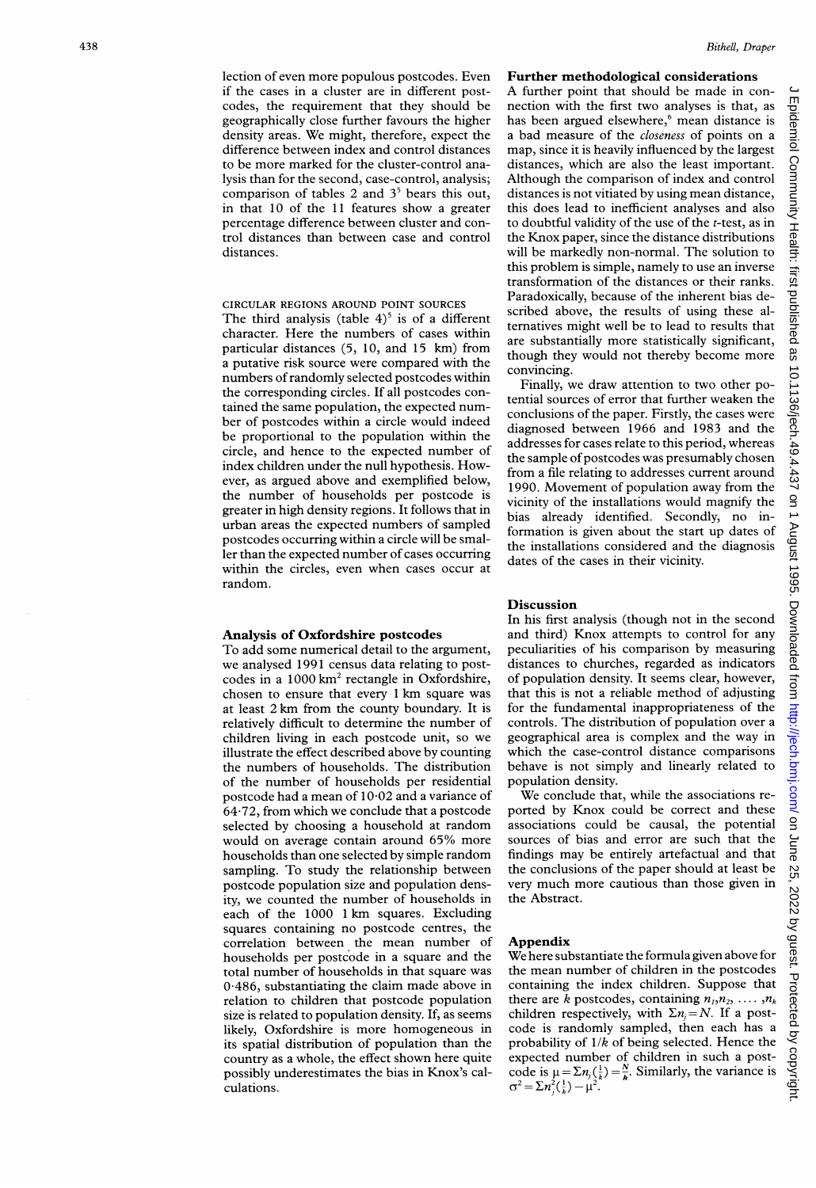lection of even more populous postcodes. Even if the cases in a cluster are in different postcodes, the requirement that they should be geographically close further favours the higher density areas. We might, therefore, expect the difference between index and control distances to be more marked for the cluster-control analysis than for the second, case-control, analysis; comparison of tables 2 and 3[5] bears this out, in that 10 of the 11 features show a greater percentage difference between cluster and control distances than between case and control distances.

CIRCULAR REGIONS AROUND POINT SOURCES

The third analysis (table 4)[5] is of a different character. Here the numbers of cases within particular distances (5, 10, and 15 km) from a putative risk source were compared with the numbers of randomly selected postcodes within the corresponding circles. If all postcodes contained the same population, the expected number of postcodes within a circle would indeed be proportional to the population within the circle, and hence to the expected number of index children under the null hypothesis. However, as argued above and exemplified below, the number of households per postcode is greater in high density regions. It follows that in urban areas the expected numbers of sampled postcodes occurring within a circle will be smaller than the expected number of cases occurring within the circles, even when cases occur at random.

## Analysis of Oxfordshire postcodes

To add some numerical detail to the argument, we analysed 1991 census data relating to postcodes in a 1000 km[2] rectangle in Oxfordshire, chosen to ensure that every 1 km square was at least 2 km from the county boundary. It is relatively difficult to determine the number of children living in each postcode unit, so we illustrate the effect described above by counting the numbers of households. The distribution of the number of households per residential postcode had a mean of 10·02 and a variance of 64·72, from which we conclude that a postcode selected by choosing a household at random would on average contain around 65% more households than one selected by simple random sampling. To study the relationship between postcode population size and population density, we counted the number of households in each of the 1000 1 km squares. Excluding squares containing no postcode centres, the correlation between the mean number of households per postcode in a square and the total number of households in that square was 0·486, substantiating the claim made above in relation to children that postcode population size is related to population density. If, as seems likely, Oxfordshire is more homogeneous in its spatial distribution of population than the country as a whole, the effect shown here quite possibly underestimates the bias in Knox's calculations.

## Further methodological considerations

A further point that should be made in connection with the first two analyses is that, as has been argued elsewhere,[6] mean distance is a bad measure of the *closeness* of points on a map, since it is heavily influenced by the largest distances, which are also the least important. Although the comparison of index and control distances is not vitiated by using mean distance, this does lead to inefficient analyses and also to doubtful validity of the use of the *t*-test, as in the Knox paper, since the distance distributions will be markedly non-normal. The solution to this problem is simple, namely to use an inverse transformation of the distances or their ranks. Paradoxically, because of the inherent bias described above, the results of using these alternatives might well be to lead to results that are substantially more statistically significant, though they would not thereby become more convincing.

Finally, we draw attention to two other potential sources of error that further weaken the conclusions of the paper. Firstly, the cases were diagnosed between 1966 and 1983 and the addresses for cases relate to this period, whereas the sample of postcodes was presumably chosen from a file relating to addresses current around 1990. Movement of population away from the vicinity of the installations would magnify the bias already identified. Secondly, no information is given about the start up dates of the installations considered and the diagnosis dates of the cases in their vicinity.

## Discussion

In his first analysis (though not in the second and third) Knox attempts to control for any peculiarities of his comparison by measuring distances to churches, regarded as indicators of population density. It seems clear, however, that this is not a reliable method of adjusting for the fundamental inappropriateness of the controls. The distribution of population over a geographical area is complex and the way in which the case-control distance comparisons behave is not simply and linearly related to population density.

We conclude that, while the associations reported by Knox could be correct and these associations could be causal, the potential sources of bias and error are such that the findings may be entirely artefactual and that the conclusions of the paper should at least be very much more cautious than those given in the Abstract.

## Appendix

We here substantiate the formula given above for the mean number of children in the postcodes containing the index children. Suppose that there are $k$ postcodes, containing $n_1, n_2, \ldots, n_k$ children respectively, with $\Sigma n_j = N$. If a postcode is randomly sampled, then each has a probability of $1/k$ of being selected. Hence the expected number of children in such a postcode is $\mu = \Sigma n_j(\frac{1}{k}) = \frac{N}{k}$. Similarly, the variance is $\sigma^2 = \Sigma n_j^2(\frac{1}{k}) - \mu^2$.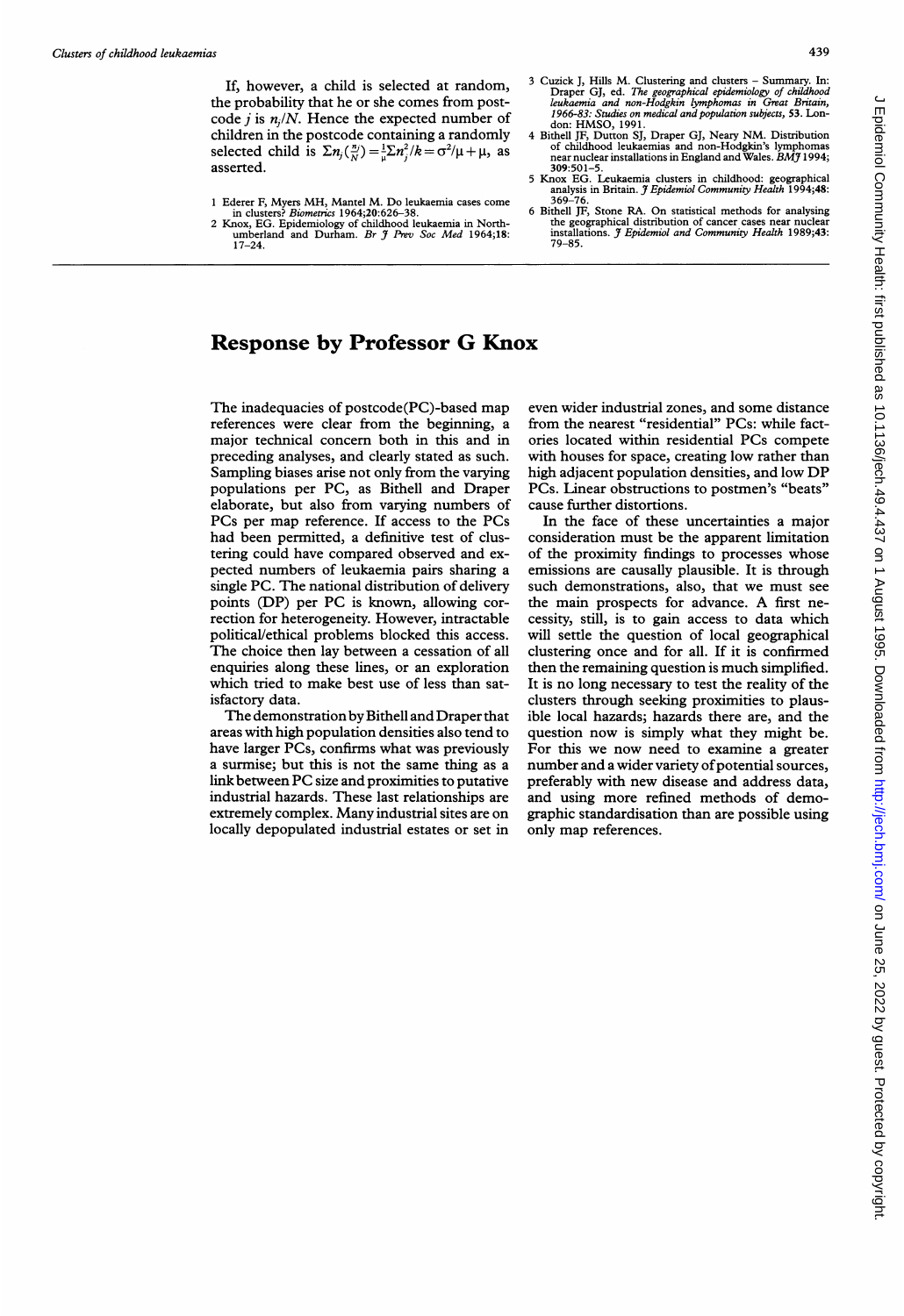If, however, a child is selected at random, the probability that he or she comes from postcode $j$ is $n_j/N$. Hence the expected number of children in the postcode containing a randomly selected child is $\Sigma n_j(\frac{n_j}{N}) = \frac{1}{\mu}\Sigma n_j^2/k = \sigma^2/\mu + \mu$, as asserted.

1 Ederer F, Myers MH, Mantel M. Do leukaemia cases come in clusters? *Biometrics* 1964;20:626–38.
2 Knox, EG. Epidemiology of childhood leukaemia in Northumberland and Durham. *Br J Prev Soc Med* 1964;18: 17–24.
3 Cuzick J, Hills M. Clustering and clusters – Summary. In: Draper GJ, ed. *The geographical epidemiology of childhood leukaemia and non-Hodgkin lymphomas in Great Britain, 1966-83: Studies on medical and population subjects*, 53. London: HMSO, 1991.
4 Bithell JF, Dutton SJ, Draper GJ, Neary NM. Distribution of childhood leukaemias and non-Hodgkin's lymphomas near nuclear installations in England and Wales. *BMJ* 1994; 309:501–5.
5 Knox EG. Leukaemia clusters in childhood: geographical analysis in Britain. *J Epidemiol Community Health* 1994;48: 369–76.
6 Bithell JF, Stone RA. On statistical methods for analysing the geographical distribution of cancer cases near nuclear installations. *J Epidemiol and Community Health* 1989;43: 79–85.

# Response by Professor G Knox

The inadequacies of postcode(PC)-based map references were clear from the beginning, a major technical concern both in this and in preceding analyses, and clearly stated as such. Sampling biases arise not only from the varying populations per PC, as Bithell and Draper elaborate, but also from varying numbers of PCs per map reference. If access to the PCs had been permitted, a definitive test of clustering could have compared observed and expected numbers of leukaemia pairs sharing a single PC. The national distribution of delivery points (DP) per PC is known, allowing correction for heterogeneity. However, intractable political/ethical problems blocked this access. The choice then lay between a cessation of all enquiries along these lines, or an exploration which tried to make best use of less than satisfactory data.

The demonstration by Bithell and Draper that areas with high population densities also tend to have larger PCs, confirms what was previously a surmise; but this is not the same thing as a link between PC size and proximities to putative industrial hazards. These last relationships are extremely complex. Many industrial sites are on locally depopulated industrial estates or set in even wider industrial zones, and some distance from the nearest "residential" PCs: while factories located within residential PCs compete with houses for space, creating low rather than high adjacent population densities, and low DP PCs. Linear obstructions to postmen's "beats" cause further distortions.

In the face of these uncertainties a major consideration must be the apparent limitation of the proximity findings to processes whose emissions are causally plausible. It is through such demonstrations, also, that we must see the main prospects for advance. A first necessity, still, is to gain access to data which will settle the question of local geographical clustering once and for all. If it is confirmed then the remaining question is much simplified. It is no long necessary to test the reality of the clusters through seeking proximities to plausible local hazards; hazards there are, and the question now is simply what they might be. For this we now need to examine a greater number and a wider variety of potential sources, preferably with new disease and address data, and using more refined methods of demographic standardisation than are possible using only map references.